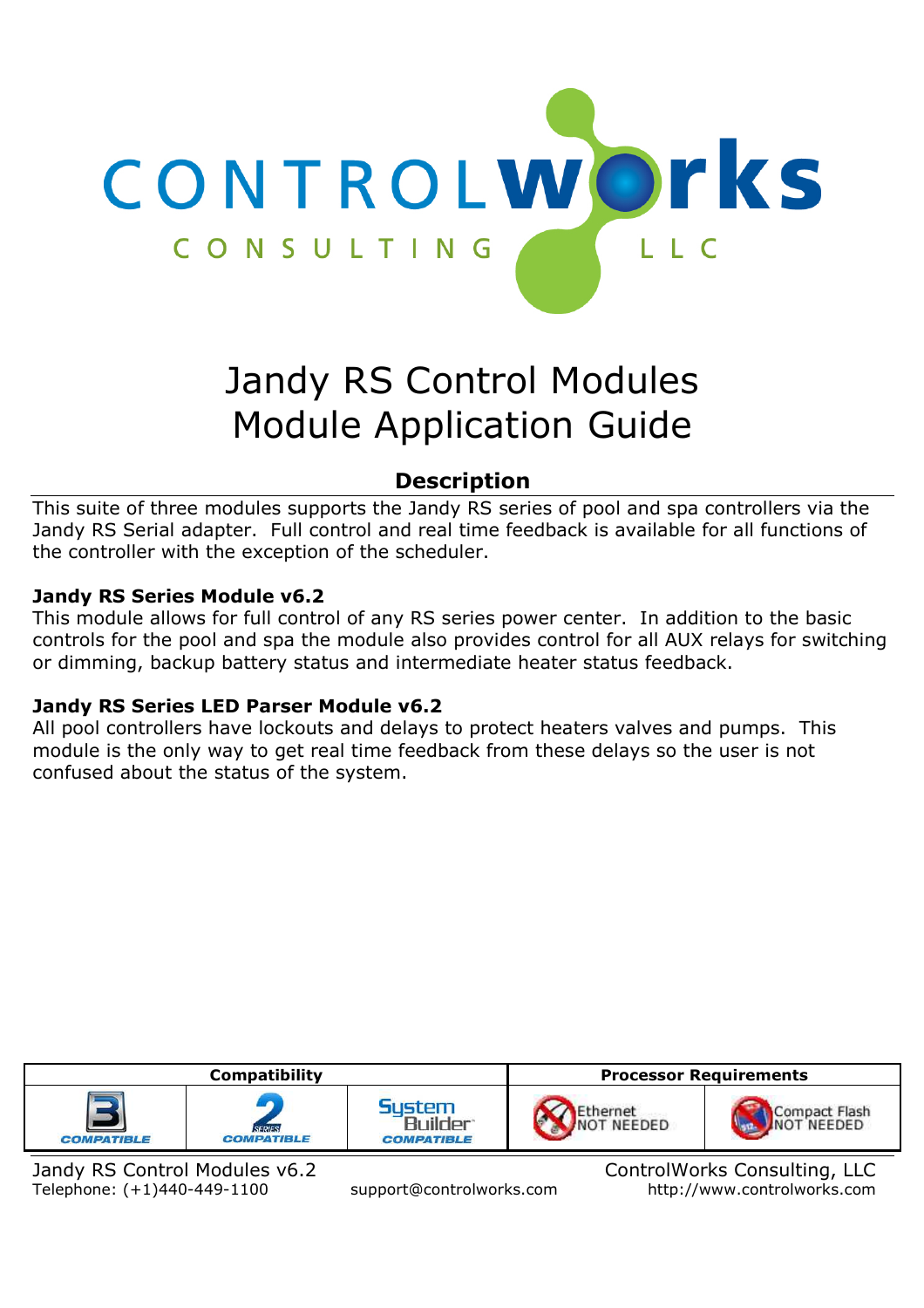# Jandy RS Control Modules
# Module Application Guide

## Description

This suite of three modules supports the Jandy RS series of pool and spa controllers via the Jandy RS Serial adapter. Full control and real time feedback is available for all functions of the controller with the exception of the scheduler.

**Jandy RS Series Module v6.2**

This module allows for full control of any RS series power center. In addition to the basic controls for the pool and spa the module also provides control for all AUX relays for switching or dimming, backup battery status and intermediate heater status feedback.

**Jandy RS Series LED Parser Module v6.2**

All pool controllers have lockouts and delays to protect heaters valves and pumps. This module is the only way to get real time feedback from these delays so the user is not confused about the status of the system.

| Compatibility | | | Processor Requirements | |
|---|---|---|---|---|
| 3 Series Compatible | 2 Series Compatible | System Builder Compatible | Ethernet NOT NEEDED | Compact Flash NOT NEEDED |

Jandy RS Control Modules v6.2
Telephone: (+1)440-449-1100 support@controlworks.com
ControlWorks Consulting, LLC
http://www.controlworks.com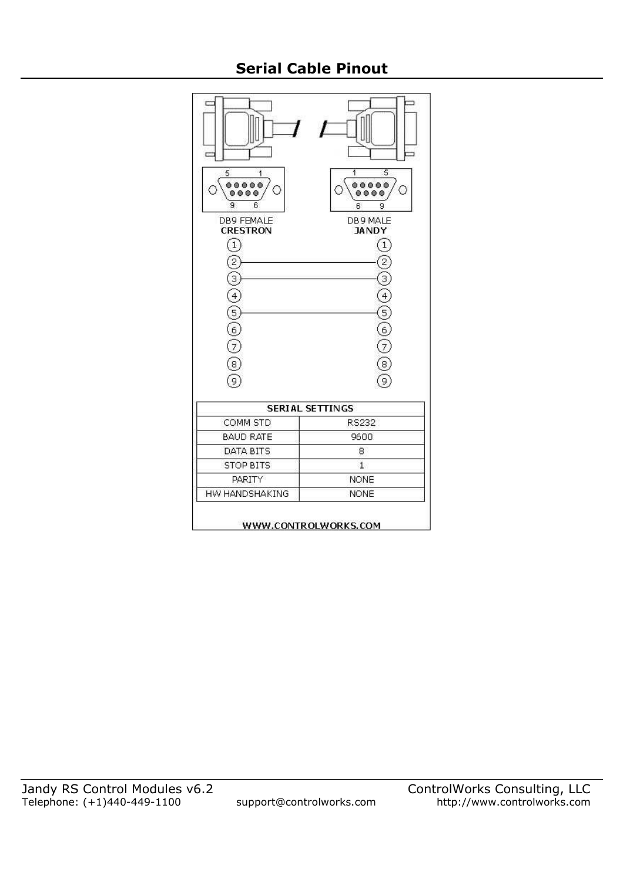## Serial Cable Pinout

DB9 FEMALE
**CRESTRON**

DB9 MALE
**JANDY**

| CRESTRON | | JANDY |
|---|---|---|
| 1 | | 1 |
| 2 | ——— | 2 |
| 3 | ——— | 3 |
| 4 | | 4 |
| 5 | ——— | 5 |
| 6 | | 6 |
| 7 | | 7 |
| 8 | | 8 |
| 9 | | 9 |

| SERIAL SETTINGS | |
|---|---|
| COMM STD | RS232 |
| BAUD RATE | 9600 |
| DATA BITS | 8 |
| STOP BITS | 1 |
| PARITY | NONE |
| HW HANDSHAKING | NONE |

**WWW.CONTROLWORKS.COM**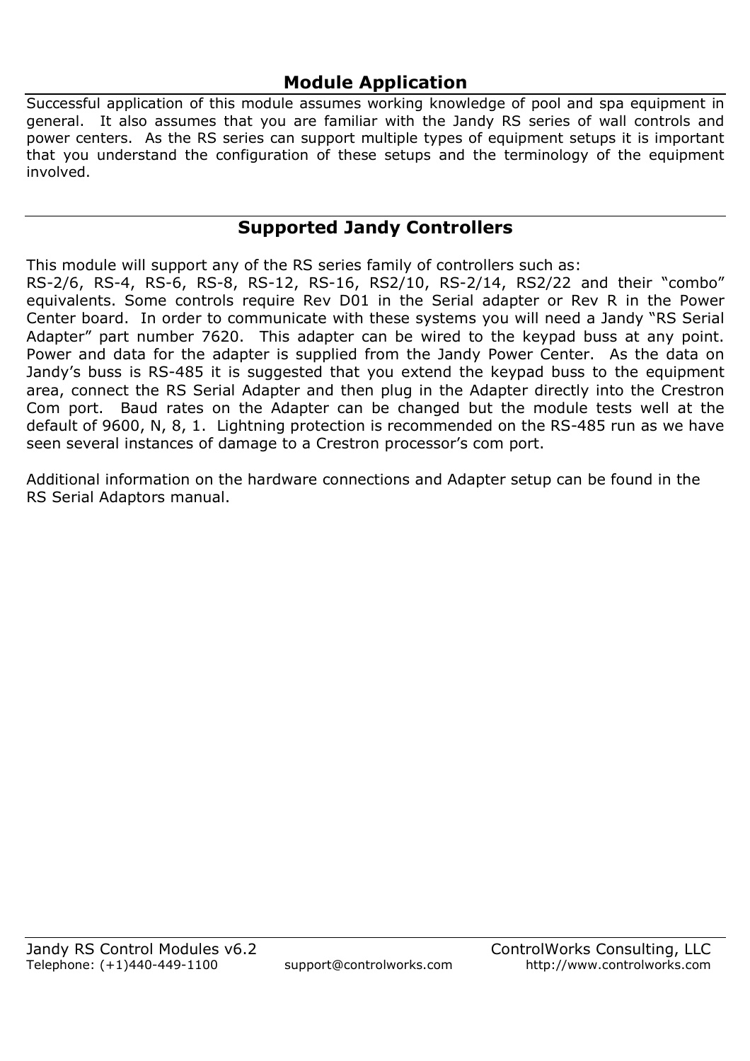## Module Application

Successful application of this module assumes working knowledge of pool and spa equipment in general. It also assumes that you are familiar with the Jandy RS series of wall controls and power centers. As the RS series can support multiple types of equipment setups it is important that you understand the configuration of these setups and the terminology of the equipment involved.

## Supported Jandy Controllers

This module will support any of the RS series family of controllers such as:
RS-2/6, RS-4, RS-6, RS-8, RS-12, RS-16, RS2/10, RS-2/14, RS2/22 and their "combo" equivalents. Some controls require Rev D01 in the Serial adapter or Rev R in the Power Center board. In order to communicate with these systems you will need a Jandy "RS Serial Adapter" part number 7620. This adapter can be wired to the keypad buss at any point. Power and data for the adapter is supplied from the Jandy Power Center. As the data on Jandy's buss is RS-485 it is suggested that you extend the keypad buss to the equipment area, connect the RS Serial Adapter and then plug in the Adapter directly into the Crestron Com port. Baud rates on the Adapter can be changed but the module tests well at the default of 9600, N, 8, 1. Lightning protection is recommended on the RS-485 run as we have seen several instances of damage to a Crestron processor's com port.

Additional information on the hardware connections and Adapter setup can be found in the RS Serial Adaptors manual.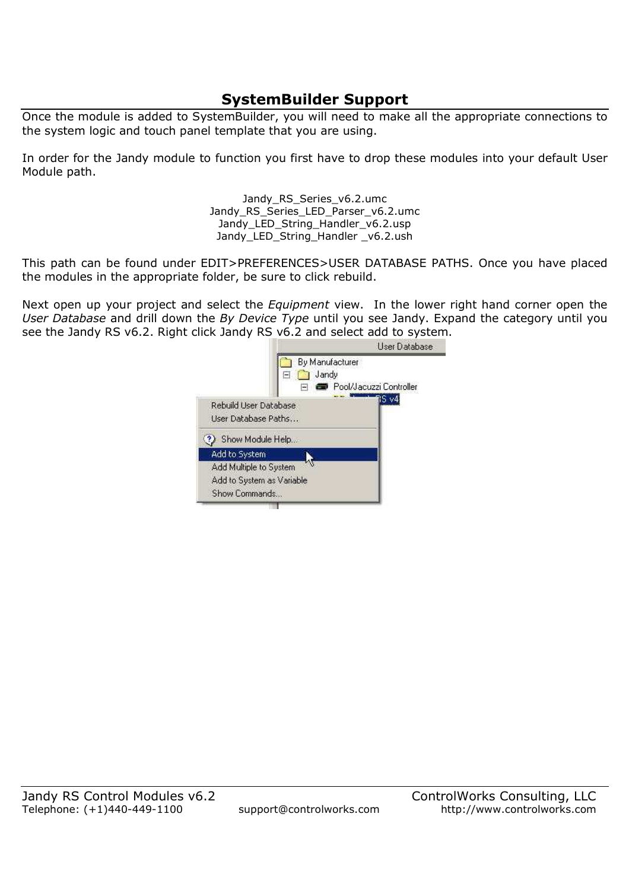## SystemBuilder Support

Once the module is added to SystemBuilder, you will need to make all the appropriate connections to the system logic and touch panel template that you are using.

In order for the Jandy module to function you first have to drop these modules into your default User Module path.

Jandy_RS_Series_v6.2.umc
Jandy_RS_Series_LED_Parser_v6.2.umc
Jandy_LED_String_Handler_v6.2.usp
Jandy_LED_String_Handler _v6.2.ush

This path can be found under EDIT>PREFERENCES>USER DATABASE PATHS. Once you have placed the modules in the appropriate folder, be sure to click rebuild.

Next open up your project and select the *Equipment* view. In the lower right hand corner open the *User Database* and drill down the *By Device Type* until you see Jandy. Expand the category until you see the Jandy RS v6.2. Right click Jandy RS v6.2 and select add to system.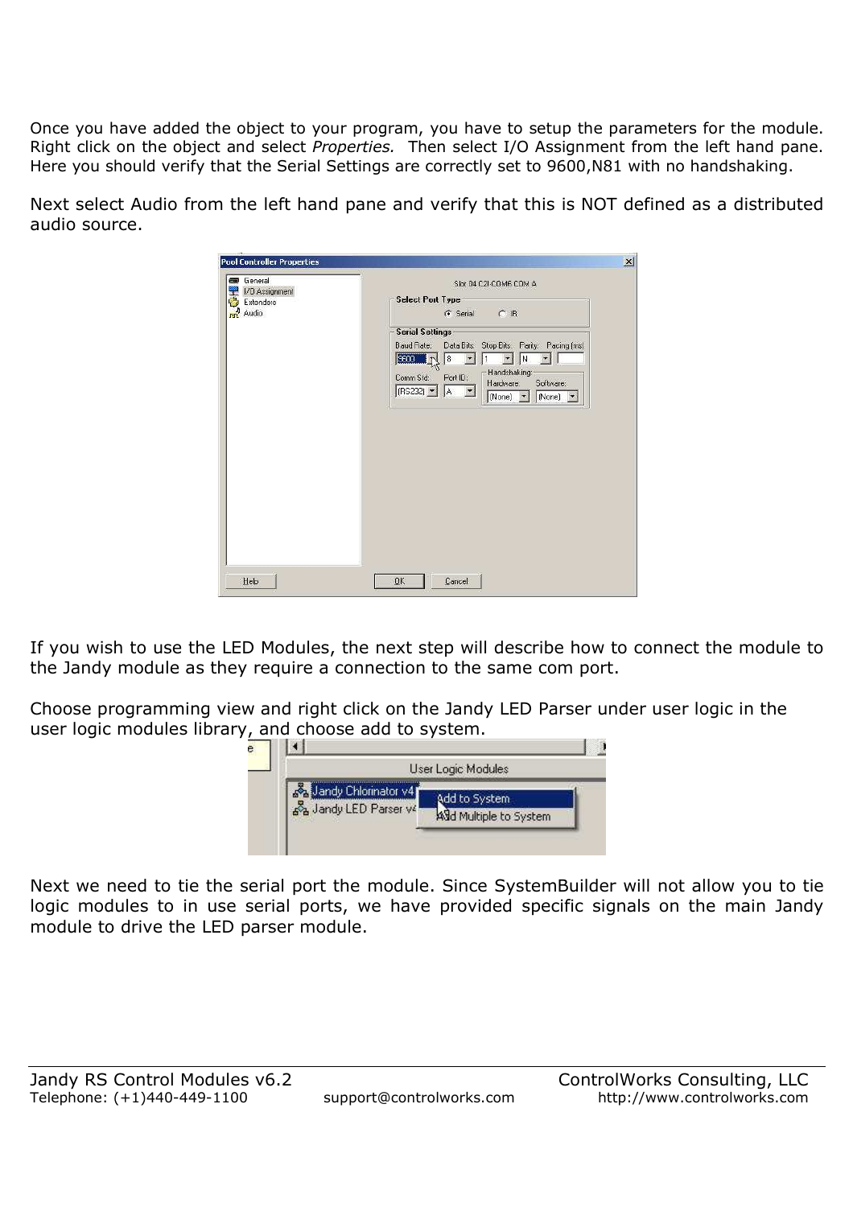Once you have added the object to your program, you have to setup the parameters for the module. Right click on the object and select *Properties.* Then select I/O Assignment from the left hand pane. Here you should verify that the Serial Settings are correctly set to 9600,N81 with no handshaking.

Next select Audio from the left hand pane and verify that this is NOT defined as a distributed audio source.

If you wish to use the LED Modules, the next step will describe how to connect the module to the Jandy module as they require a connection to the same com port.

Choose programming view and right click on the Jandy LED Parser under user logic in the user logic modules library, and choose add to system.

Next we need to tie the serial port the module. Since SystemBuilder will not allow you to tie logic modules to in use serial ports, we have provided specific signals on the main Jandy module to drive the LED parser module.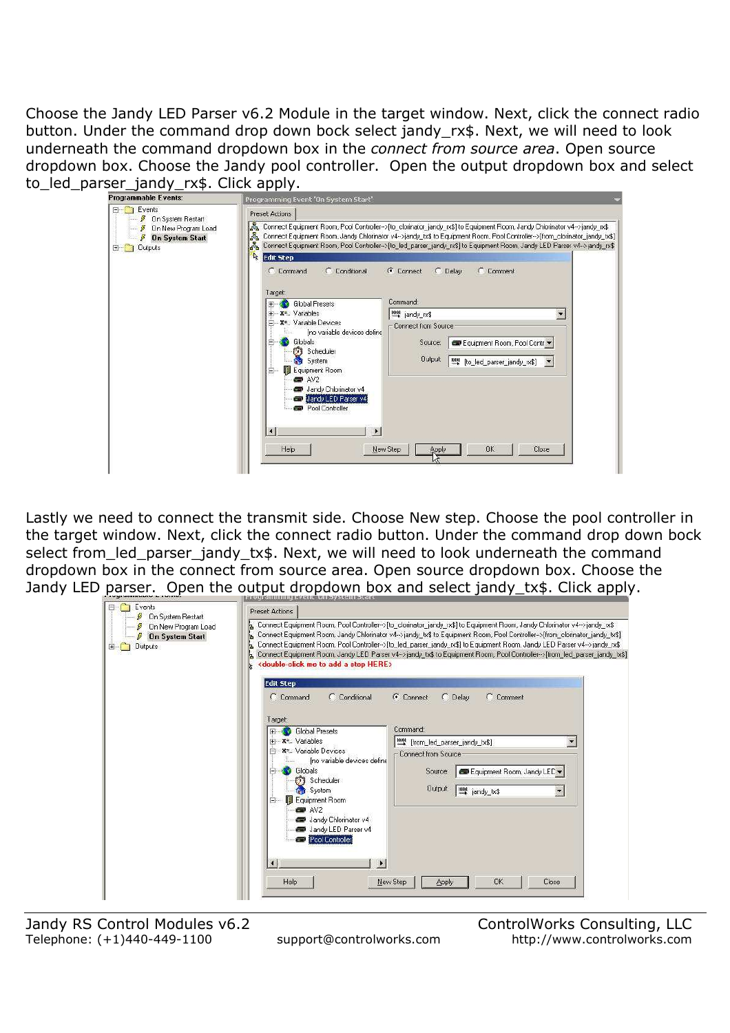Choose the Jandy LED Parser v6.2 Module in the target window. Next, click the connect radio button. Under the command drop down bock select jandy_rx$. Next, we will need to look underneath the command dropdown box in the *connect from source area*. Open source dropdown box. Choose the Jandy pool controller. Open the output dropdown box and select to_led_parser_jandy_rx$. Click apply.

Lastly we need to connect the transmit side. Choose New step. Choose the pool controller in the target window. Next, click the connect radio button. Under the command drop down bock select from_led_parser_jandy_tx$. Next, we will need to look underneath the command dropdown box in the connect from source area. Open source dropdown box. Choose the Jandy LED parser. Open the output dropdown box and select jandy_tx$. Click apply.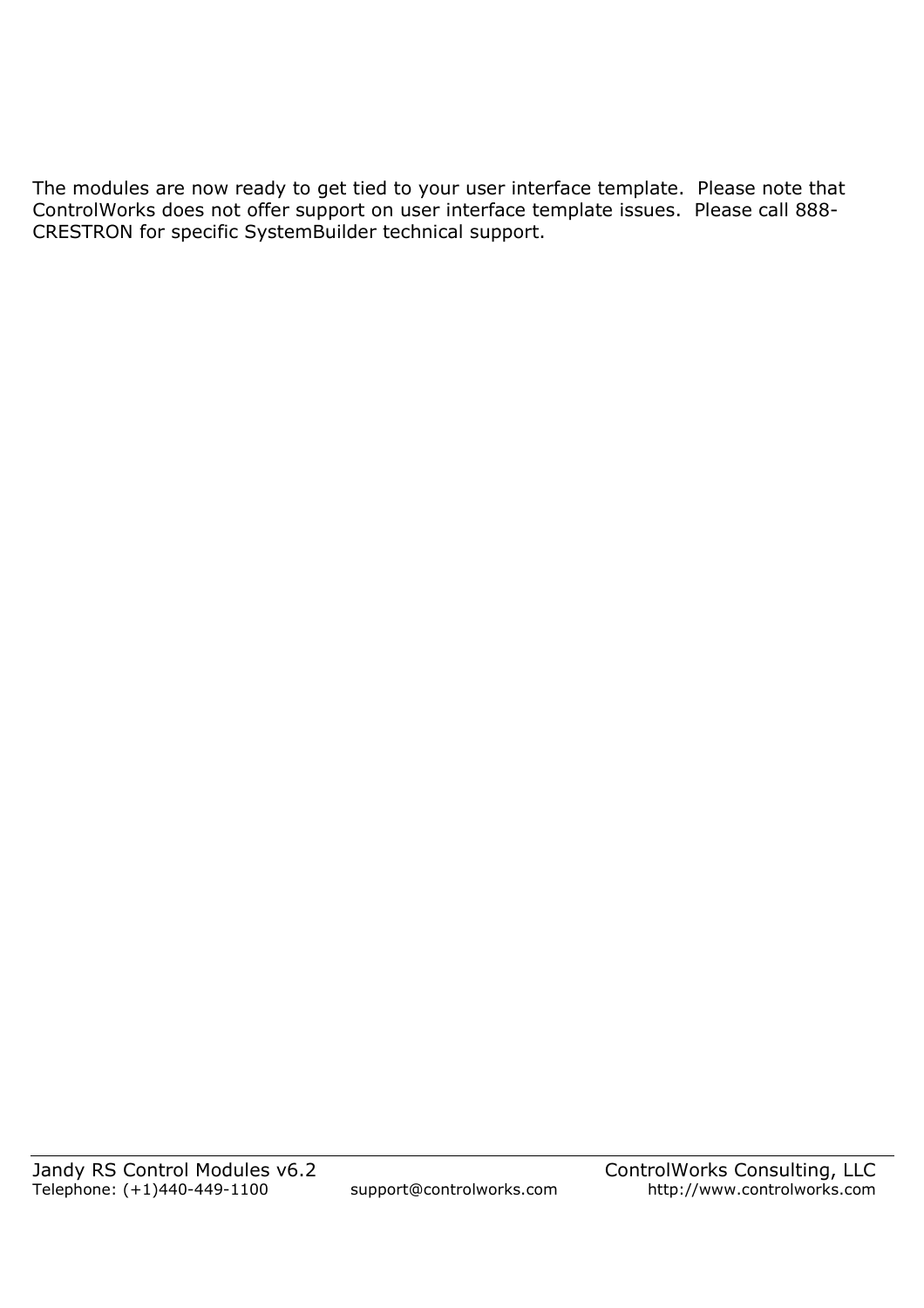The modules are now ready to get tied to your user interface template. Please note that ControlWorks does not offer support on user interface template issues. Please call 888-CRESTRON for specific SystemBuilder technical support.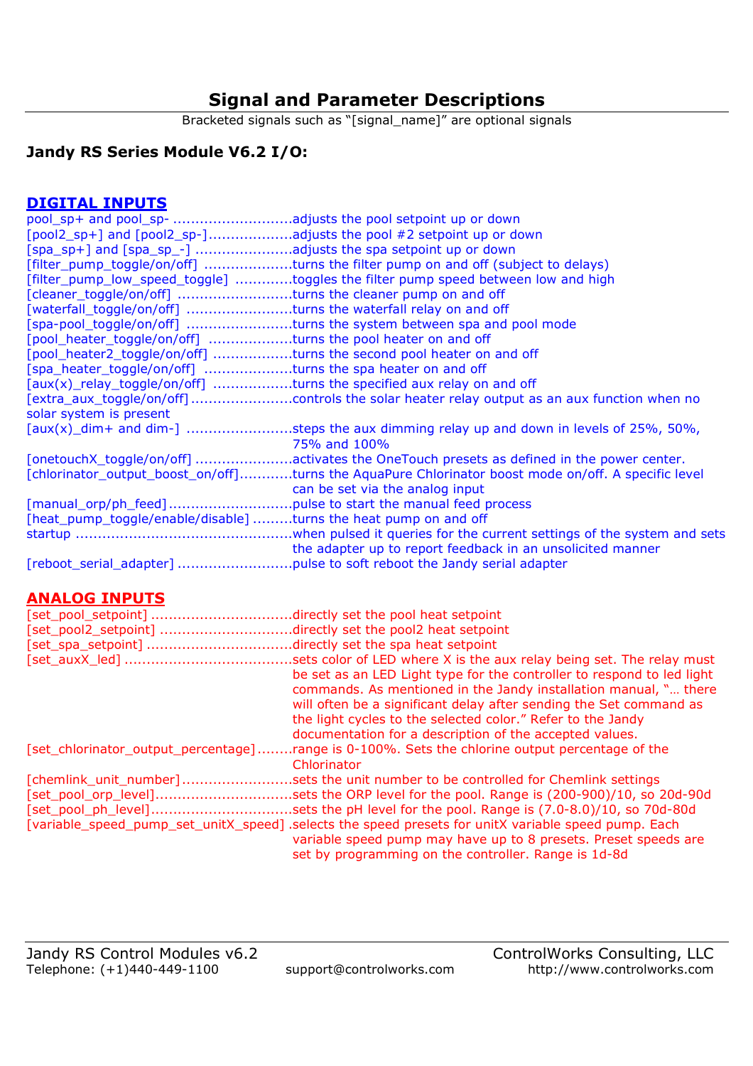# Signal and Parameter Descriptions

Bracketed signals such as "[signal_name]" are optional signals

## Jandy RS Series Module V6.2 I/O:

### DIGITAL INPUTS

pool_sp+ and pool_sp- ...........................adjusts the pool setpoint up or down
[pool2_sp+] and [pool2_sp-]...................adjusts the pool #2 setpoint up or down
[spa_sp+] and [spa_sp_-] ......................adjusts the spa setpoint up or down
[filter_pump_toggle/on/off] ....................turns the filter pump on and off (subject to delays)
[filter_pump_low_speed_toggle] .............toggles the filter pump speed between low and high
[cleaner_toggle/on/off] ..........................turns the cleaner pump on and off
[waterfall_toggle/on/off] ........................turns the waterfall relay on and off
[spa-pool_toggle/on/off] ........................turns the system between spa and pool mode
[pool_heater_toggle/on/off] ...................turns the pool heater on and off
[pool_heater2_toggle/on/off] ..................turns the second pool heater on and off
[spa_heater_toggle/on/off] ....................turns the spa heater on and off
[aux(x)_relay_toggle/on/off] ..................turns the specified aux relay on and off
[extra_aux_toggle/on/off].......................controls the solar heater relay output as an aux function when no solar system is present
[aux(x)_dim+ and dim-] ........................steps the aux dimming relay up and down in levels of 25%, 50%, 75% and 100%
[onetouchX_toggle/on/off] ......................activates the OneTouch presets as defined in the power center.
[chlorinator_output_boost_on/off]............turns the AquaPure Chlorinator boost mode on/off. A specific level can be set via the analog input
[manual_orp/ph_feed]............................pulse to start the manual feed process
[heat_pump_toggle/enable/disable] .........turns the heat pump on and off
startup .................................................when pulsed it queries for the current settings of the system and sets the adapter up to report feedback in an unsolicited manner
[reboot_serial_adapter] ..........................pulse to soft reboot the Jandy serial adapter

### ANALOG INPUTS

[set_pool_setpoint] ................................directly set the pool heat setpoint
[set_pool2_setpoint] ..............................directly set the pool2 heat setpoint
[set_spa_setpoint] .................................directly set the spa heat setpoint
[set_auxX_led] ......................................sets color of LED where X is the aux relay being set. The relay must be set as an LED Light type for the controller to respond to led light commands. As mentioned in the Jandy installation manual, "… there will often be a significant delay after sending the Set command as the light cycles to the selected color." Refer to the Jandy documentation for a description of the accepted values.
[set_chlorinator_output_percentage]........range is 0-100%. Sets the chlorine output percentage of the Chlorinator
[chemlink_unit_number].........................sets the unit number to be controlled for Chemlink settings
[set_pool_orp_level]...............................sets the ORP level for the pool. Range is (200-900)/10, so 20d-90d
[set_pool_ph_level]................................sets the pH level for the pool. Range is (7.0-8.0)/10, so 70d-80d
[variable_speed_pump_set_unitX_speed] .selects the speed presets for unitX variable speed pump. Each variable speed pump may have up to 8 presets. Preset speeds are set by programming on the controller. Range is 1d-8d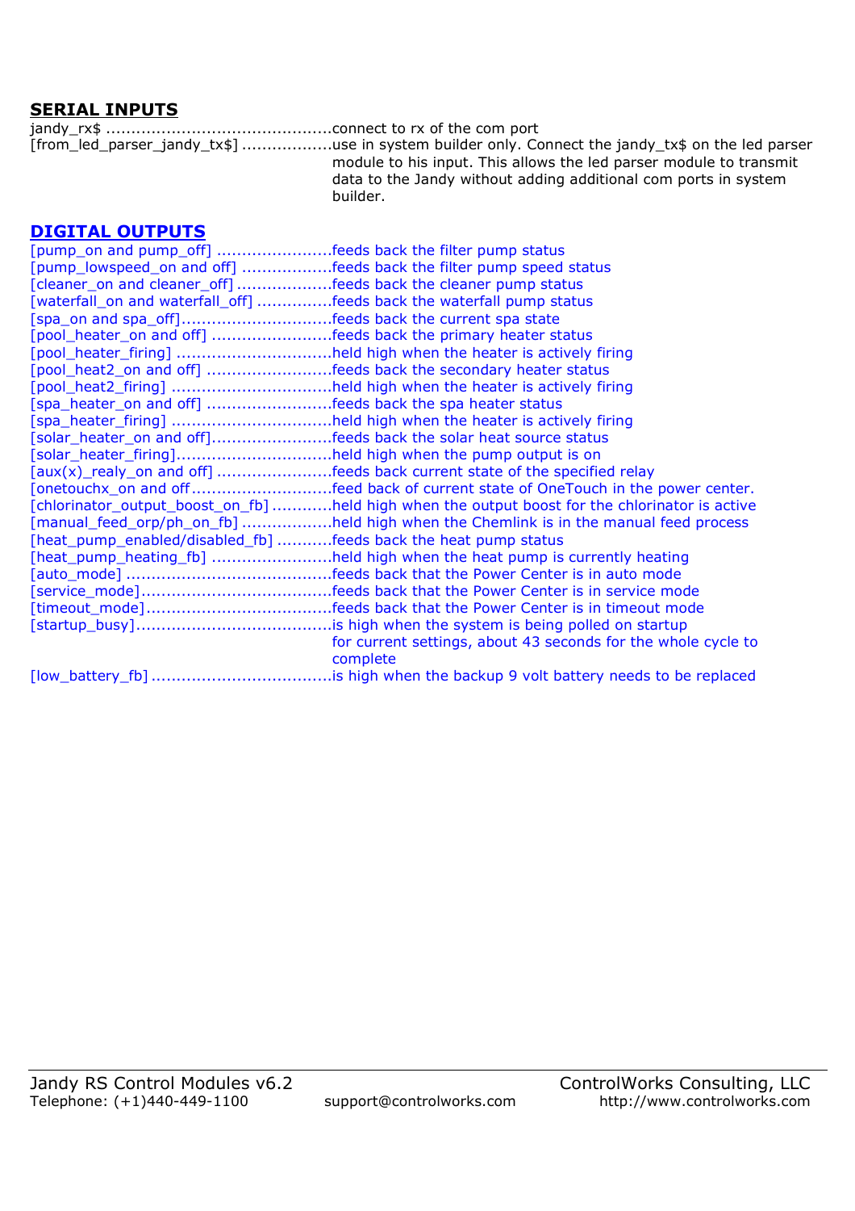## SERIAL INPUTS

jandy_rx$ .............................................connect to rx of the com port
[from_led_parser_jandy_tx$] ..................use in system builder only. Connect the jandy_tx$ on the led parser module to his input. This allows the led parser module to transmit data to the Jandy without adding additional com ports in system builder.

## DIGITAL OUTPUTS

[pump_on and pump_off] .......................feeds back the filter pump status
[pump_lowspeed_on and off] ..................feeds back the filter pump speed status
[cleaner_on and cleaner_off] ...................feeds back the cleaner pump status
[waterfall_on and waterfall_off] ...............feeds back the waterfall pump status
[spa_on and spa_off]..............................feeds back the current spa state
[pool_heater_on and off] ........................feeds back the primary heater status
[pool_heater_firing] ...............................held high when the heater is actively firing
[pool_heat2_on and off] .........................feeds back the secondary heater status
[pool_heat2_firing] ................................held high when the heater is actively firing
[spa_heater_on and off] .........................feeds back the spa heater status
[spa_heater_firing] ................................held high when the heater is actively firing
[solar_heater_on and off]........................feeds back the solar heat source status
[solar_heater_firing]...............................held high when the pump output is on
[aux(x)_realy_on and off] .......................feeds back current state of the specified relay
[onetouchx_on and off ............................feed back of current state of OneTouch in the power center.
[chlorinator_output_boost_on_fb] ............held high when the output boost for the chlorinator is active
[manual_feed_orp/ph_on_fb] ..................held high when the Chemlink is in the manual feed process
[heat_pump_enabled/disabled_fb] ...........feeds back the heat pump status
[heat_pump_heating_fb] ........................held high when the heat pump is currently heating
[auto_mode] .........................................feeds back that the Power Center is in auto mode
[service_mode].......................................feeds back that the Power Center is in service mode
[timeout_mode].....................................feeds back that the Power Center is in timeout mode
[startup_busy].......................................is high when the system is being polled on startup for current settings, about 43 seconds for the whole cycle to complete
[low_battery_fb] ....................................is high when the backup 9 volt battery needs to be replaced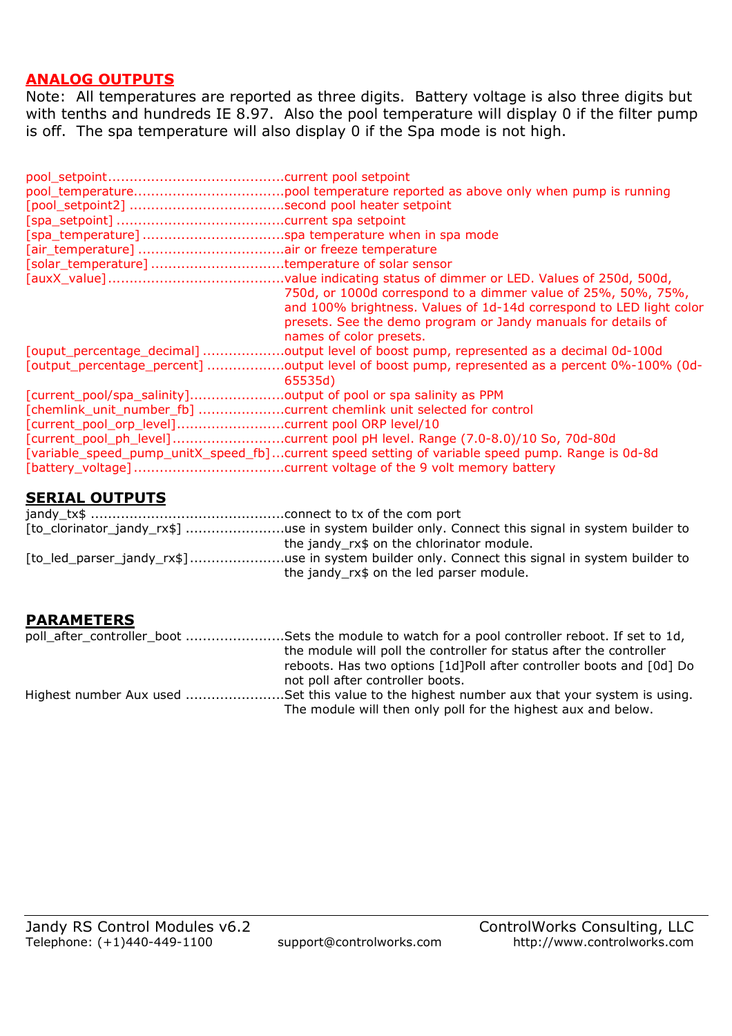## ANALOG OUTPUTS

Note: All temperatures are reported as three digits. Battery voltage is also three digits but with tenths and hundreds IE 8.97. Also the pool temperature will display 0 if the filter pump is off. The spa temperature will also display 0 if the Spa mode is not high.

pool_setpoint........................................current pool setpoint
pool_temperature..................................pool temperature reported as above only when pump is running
[pool_setpoint2] ...................................second pool heater setpoint
[spa_setpoint] ......................................current spa setpoint
[spa_temperature] ................................spa temperature when in spa mode
[air_temperature] .................................air or freeze temperature
[solar_temperature] ..............................temperature of solar sensor
[auxX_value]........................................value indicating status of dimmer or LED. Values of 250d, 500d, 750d, or 1000d correspond to a dimmer value of 25%, 50%, 75%, and 100% brightness. Values of 1d-14d correspond to LED light color presets. See the demo program or Jandy manuals for details of names of color presets.
[ouput_percentage_decimal] ..................output level of boost pump, represented as a decimal 0d-100d
[output_percentage_percent] .................output level of boost pump, represented as a percent 0%-100% (0d-65535d)
[current_pool/spa_salinity].....................output of pool or spa salinity as PPM
[chemlink_unit_number_fb] ...................current chemlink unit selected for control
[current_pool_orp_level]........................current pool ORP level/10
[current_pool_ph_level].........................current pool pH level. Range (7.0-8.0)/10 So, 70d-80d
[variable_speed_pump_unitX_speed_fb]...current speed setting of variable speed pump. Range is 0d-8d
[battery_voltage] ..................................current voltage of the 9 volt memory battery

## SERIAL OUTPUTS

jandy_tx$ ............................................connect to tx of the com port
[to_clorinator_jandy_rx$] .......................use in system builder only. Connect this signal in system builder to the jandy_rx$ on the chlorinator module.
[to_led_parser_jandy_rx$].....................use in system builder only. Connect this signal in system builder to the jandy_rx$ on the led parser module.

## PARAMETERS

poll_after_controller_boot .......................Sets the module to watch for a pool controller reboot. If set to 1d, the module will poll the controller for status after the controller reboots. Has two options [1d]Poll after controller boots and [0d] Do not poll after controller boots.
Highest number Aux used .......................Set this value to the highest number aux that your system is using. The module will then only poll for the highest aux and below.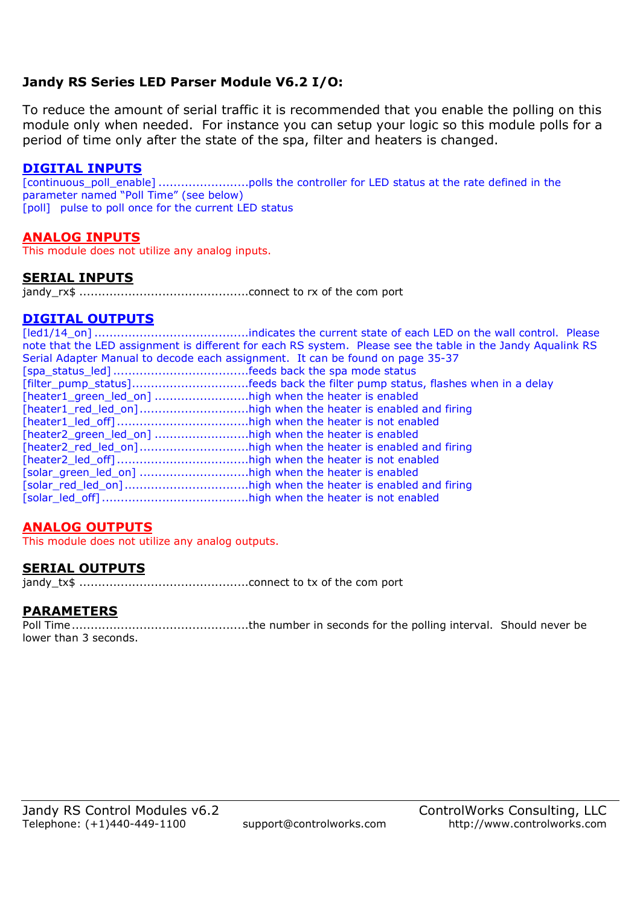**Jandy RS Series LED Parser Module V6.2 I/O:**

To reduce the amount of serial traffic it is recommended that you enable the polling on this module only when needed. For instance you can setup your logic so this module polls for a period of time only after the state of the spa, filter and heaters is changed.

## DIGITAL INPUTS

[continuous_poll_enable] ........................polls the controller for LED status at the rate defined in the parameter named “Poll Time” (see below)
[poll] pulse to poll once for the current LED status

## ANALOG INPUTS

This module does not utilize any analog inputs.

## SERIAL INPUTS

jandy_rx$ ............................................connect to rx of the com port

## DIGITAL OUTPUTS

[led1/14_on] ........................................indicates the current state of each LED on the wall control. Please note that the LED assignment is different for each RS system. Please see the table in the Jandy Aqualink RS Serial Adapter Manual to decode each assignment. It can be found on page 35-37
[spa_status_led] ....................................feeds back the spa mode status
[filter_pump_status]...............................feeds back the filter pump status, flashes when in a delay
[heater1_green_led_on] .........................high when the heater is enabled
[heater1_red_led_on].............................high when the heater is enabled and firing
[heater1_led_off]...................................high when the heater is not enabled
[heater2_green_led_on] .........................high when the heater is enabled
[heater2_red_led_on].............................high when the heater is enabled and firing
[heater2_led_off]...................................high when the heater is not enabled
[solar_green_led_on] .............................high when the heater is enabled
[solar_red_led_on].................................high when the heater is enabled and firing
[solar_led_off].......................................high when the heater is not enabled

## ANALOG OUTPUTS

This module does not utilize any analog outputs.

## SERIAL OUTPUTS

jandy_tx$ ............................................connect to tx of the com port

## PARAMETERS

Poll Time..............................................the number in seconds for the polling interval. Should never be lower than 3 seconds.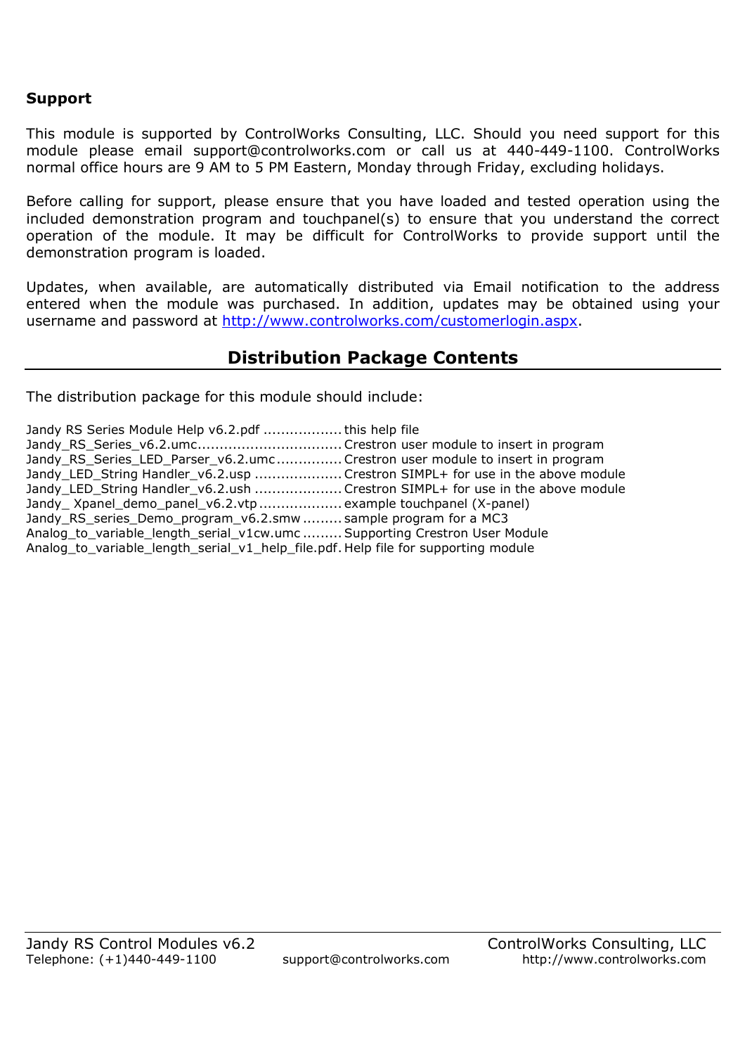**Support**

This module is supported by ControlWorks Consulting, LLC. Should you need support for this module please email support@controlworks.com or call us at 440-449-1100. ControlWorks normal office hours are 9 AM to 5 PM Eastern, Monday through Friday, excluding holidays.

Before calling for support, please ensure that you have loaded and tested operation using the included demonstration program and touchpanel(s) to ensure that you understand the correct operation of the module. It may be difficult for ControlWorks to provide support until the demonstration program is loaded.

Updates, when available, are automatically distributed via Email notification to the address entered when the module was purchased. In addition, updates may be obtained using your username and password at [http://www.controlworks.com/customerlogin.aspx](http://www.controlworks.com/customerlogin.aspx).

## Distribution Package Contents

The distribution package for this module should include:

Jandy RS Series Module Help v6.2.pdf .................. this help file
Jandy_RS_Series_v6.2.umc................................. Crestron user module to insert in program
Jandy_RS_Series_LED_Parser_v6.2.umc............... Crestron user module to insert in program
Jandy_LED_String Handler_v6.2.usp .................... Crestron SIMPL+ for use in the above module
Jandy_LED_String Handler_v6.2.ush .................... Crestron SIMPL+ for use in the above module
Jandy_ Xpanel_demo_panel_v6.2.vtp................... example touchpanel (X-panel)
Jandy_RS_series_Demo_program_v6.2.smw ......... sample program for a MC3
Analog_to_variable_length_serial_v1cw.umc ......... Supporting Crestron User Module
Analog_to_variable_length_serial_v1_help_file.pdf. Help file for supporting module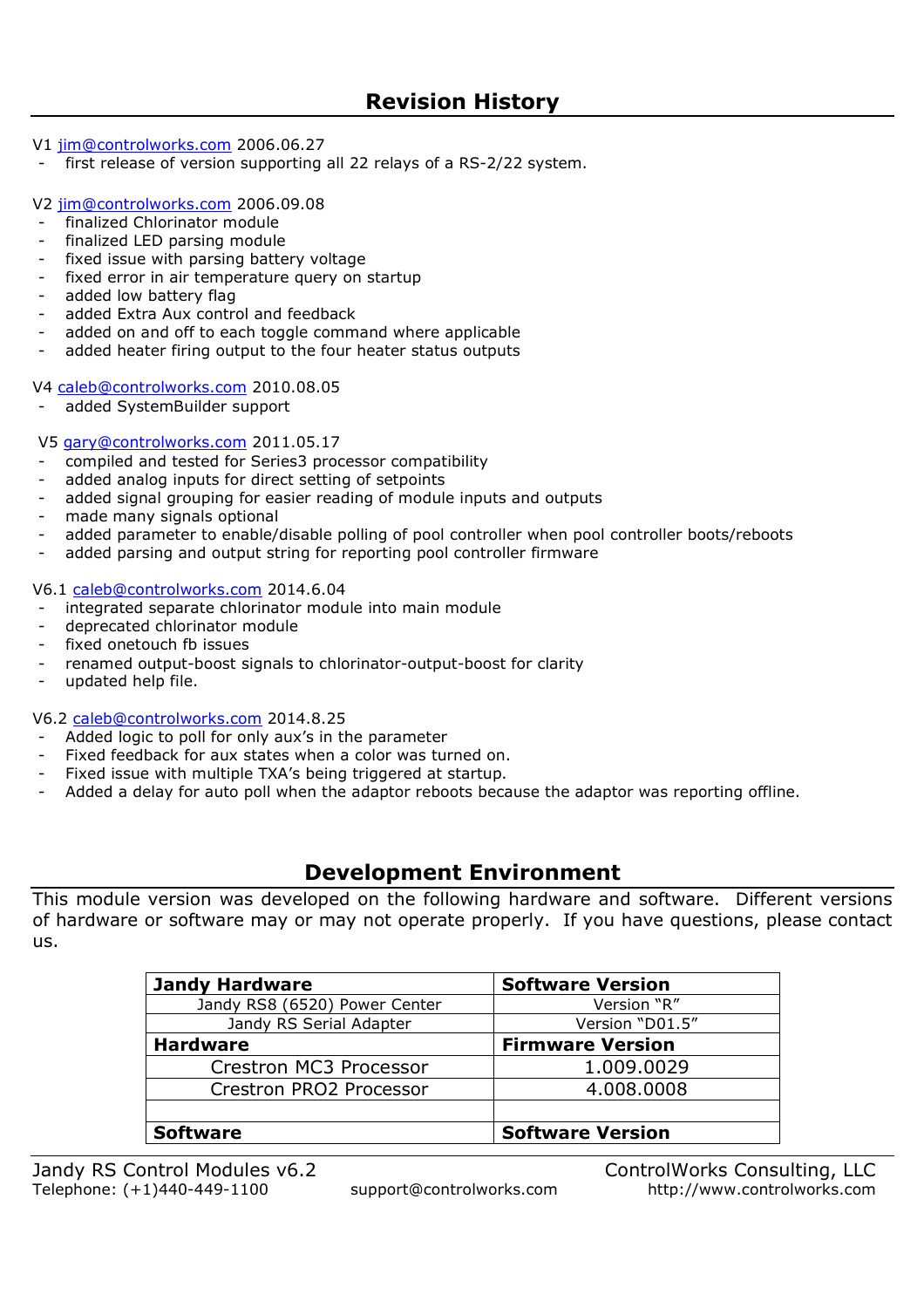## Revision History

V1 jim@controlworks.com 2006.06.27
- first release of version supporting all 22 relays of a RS-2/22 system.

V2 jim@controlworks.com 2006.09.08
- finalized Chlorinator module
- finalized LED parsing module
- fixed issue with parsing battery voltage
- fixed error in air temperature query on startup
- added low battery flag
- added Extra Aux control and feedback
- added on and off to each toggle command where applicable
- added heater firing output to the four heater status outputs

V4 caleb@controlworks.com 2010.08.05
- added SystemBuilder support

V5 gary@controlworks.com 2011.05.17
- compiled and tested for Series3 processor compatibility
- added analog inputs for direct setting of setpoints
- added signal grouping for easier reading of module inputs and outputs
- made many signals optional
- added parameter to enable/disable polling of pool controller when pool controller boots/reboots
- added parsing and output string for reporting pool controller firmware

V6.1 caleb@controlworks.com 2014.6.04
- integrated separate chlorinator module into main module
- deprecated chlorinator module
- fixed onetouch fb issues
- renamed output-boost signals to chlorinator-output-boost for clarity
- updated help file.

V6.2 caleb@controlworks.com 2014.8.25
- Added logic to poll for only aux's in the parameter
- Fixed feedback for aux states when a color was turned on.
- Fixed issue with multiple TXA's being triggered at startup.
- Added a delay for auto poll when the adaptor reboots because the adaptor was reporting offline.

## Development Environment

This module version was developed on the following hardware and software. Different versions of hardware or software may or may not operate properly. If you have questions, please contact us.

| **Jandy Hardware** | **Software Version** |
|---|---|
| Jandy RS8 (6520) Power Center | Version "R" |
| Jandy RS Serial Adapter | Version "D01.5" |
| **Hardware** | **Firmware Version** |
| Crestron MC3 Processor | 1.009.0029 |
| Crestron PRO2 Processor | 4.008.0008 |
| | |
| **Software** | **Software Version** |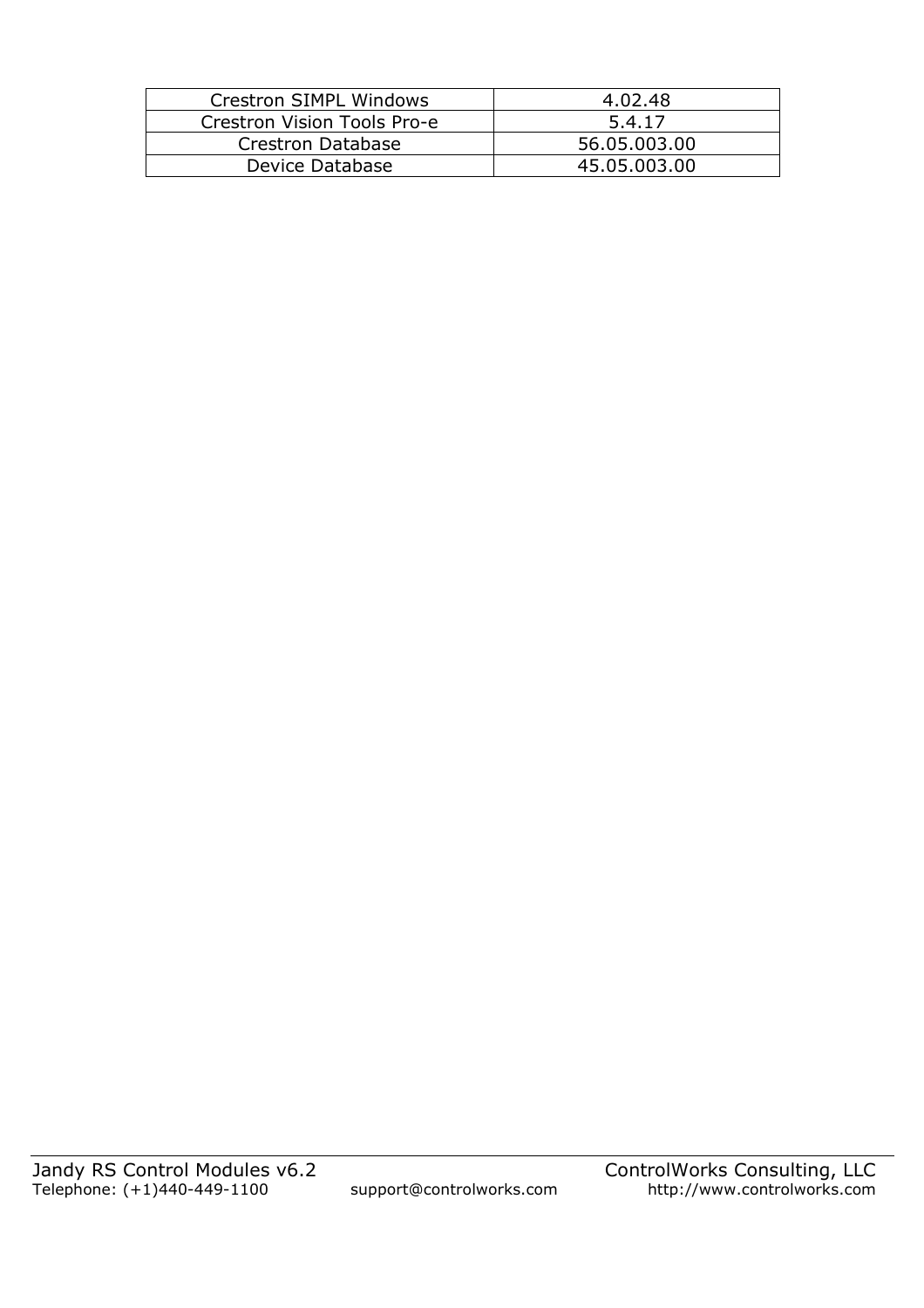| Crestron SIMPL Windows | 4.02.48 |
|---|---|
| Crestron Vision Tools Pro-e | 5.4.17 |
| Crestron Database | 56.05.003.00 |
| Device Database | 45.05.003.00 |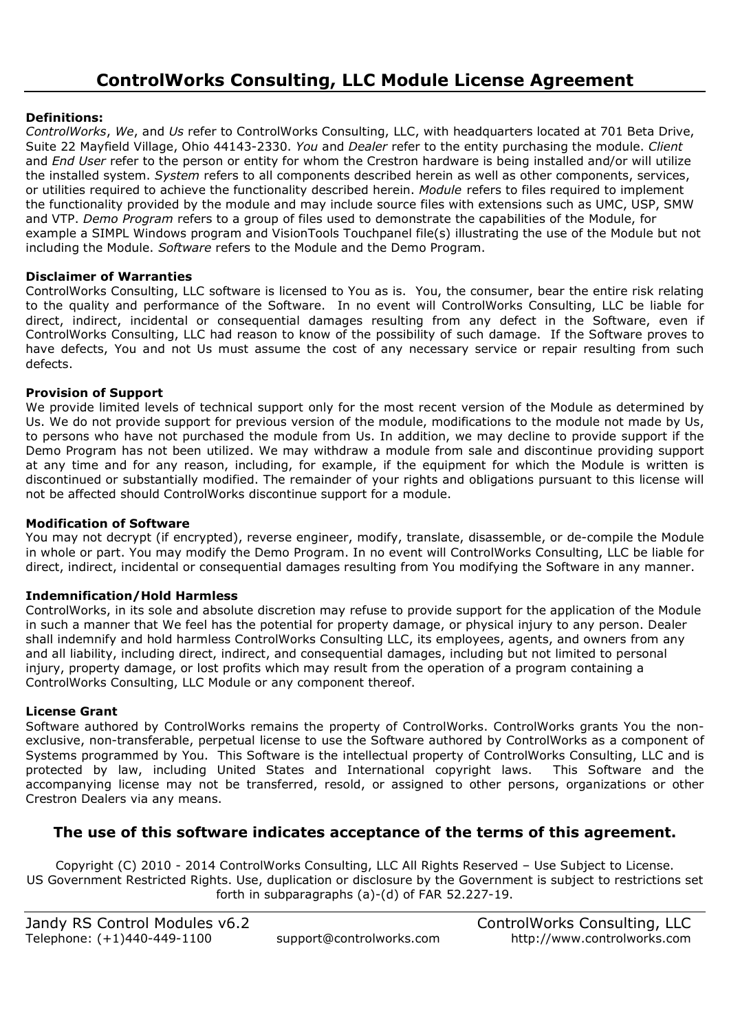# ControlWorks Consulting, LLC Module License Agreement

**Definitions:**
*ControlWorks*, *We*, and *Us* refer to ControlWorks Consulting, LLC, with headquarters located at 701 Beta Drive, Suite 22 Mayfield Village, Ohio 44143-2330. *You* and *Dealer* refer to the entity purchasing the module. *Client* and *End User* refer to the person or entity for whom the Crestron hardware is being installed and/or will utilize the installed system. *System* refers to all components described herein as well as other components, services, or utilities required to achieve the functionality described herein. *Module* refers to files required to implement the functionality provided by the module and may include source files with extensions such as UMC, USP, SMW and VTP. *Demo Program* refers to a group of files used to demonstrate the capabilities of the Module, for example a SIMPL Windows program and VisionTools Touchpanel file(s) illustrating the use of the Module but not including the Module. *Software* refers to the Module and the Demo Program.

**Disclaimer of Warranties**
ControlWorks Consulting, LLC software is licensed to You as is. You, the consumer, bear the entire risk relating to the quality and performance of the Software. In no event will ControlWorks Consulting, LLC be liable for direct, indirect, incidental or consequential damages resulting from any defect in the Software, even if ControlWorks Consulting, LLC had reason to know of the possibility of such damage. If the Software proves to have defects, You and not Us must assume the cost of any necessary service or repair resulting from such defects.

**Provision of Support**
We provide limited levels of technical support only for the most recent version of the Module as determined by Us. We do not provide support for previous version of the module, modifications to the module not made by Us, to persons who have not purchased the module from Us. In addition, we may decline to provide support if the Demo Program has not been utilized. We may withdraw a module from sale and discontinue providing support at any time and for any reason, including, for example, if the equipment for which the Module is written is discontinued or substantially modified. The remainder of your rights and obligations pursuant to this license will not be affected should ControlWorks discontinue support for a module.

**Modification of Software**
You may not decrypt (if encrypted), reverse engineer, modify, translate, disassemble, or de-compile the Module in whole or part. You may modify the Demo Program. In no event will ControlWorks Consulting, LLC be liable for direct, indirect, incidental or consequential damages resulting from You modifying the Software in any manner.

**Indemnification/Hold Harmless**
ControlWorks, in its sole and absolute discretion may refuse to provide support for the application of the Module in such a manner that We feel has the potential for property damage, or physical injury to any person. Dealer shall indemnify and hold harmless ControlWorks Consulting LLC, its employees, agents, and owners from any and all liability, including direct, indirect, and consequential damages, including but not limited to personal injury, property damage, or lost profits which may result from the operation of a program containing a ControlWorks Consulting, LLC Module or any component thereof.

**License Grant**
Software authored by ControlWorks remains the property of ControlWorks. ControlWorks grants You the non-exclusive, non-transferable, perpetual license to use the Software authored by ControlWorks as a component of Systems programmed by You. This Software is the intellectual property of ControlWorks Consulting, LLC and is protected by law, including United States and International copyright laws. This Software and the accompanying license may not be transferred, resold, or assigned to other persons, organizations or other Crestron Dealers via any means.

**The use of this software indicates acceptance of the terms of this agreement.**

Copyright (C) 2010 - 2014 ControlWorks Consulting, LLC All Rights Reserved – Use Subject to License.
US Government Restricted Rights. Use, duplication or disclosure by the Government is subject to restrictions set forth in subparagraphs (a)-(d) of FAR 52.227-19.